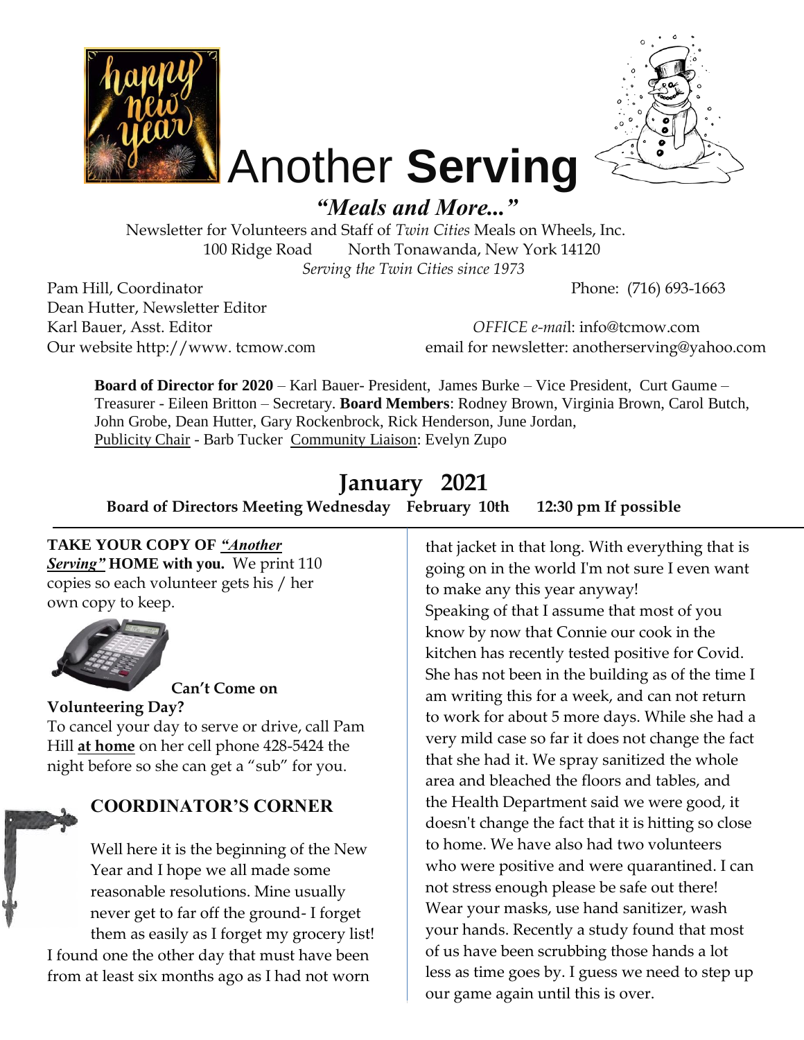# Another **Serving**

## *"Meals and More..."*

Newsletter for Volunteers and Staff of *Twin Cities* Meals on Wheels, Inc.
100 Ridge Road North Tonawanda, New York 14120
*Serving the Twin Cities since 1973*

Pam Hill, Coordinator
Dean Hutter, Newsletter Editor
Karl Bauer, Asst. Editor
Our website http://www. tcmow.com

Phone: (716) 693-1663

*OFFICE e-mai*l: info@tcmow.com
email for newsletter: anotherserving@yahoo.com

**Board of Director for 2020** – Karl Bauer- President, James Burke – Vice President, Curt Gaume – Treasurer - Eileen Britton – Secretary. **Board Members**: Rodney Brown, Virginia Brown, Carol Butch, John Grobe, Dean Hutter, Gary Rockenbrock, Rick Henderson, June Jordan, Publicity Chair - Barb Tucker Community Liaison: Evelyn Zupo

## January 2021

**Board of Directors Meeting Wednesday February 10th 12:30 pm If possible**

**TAKE YOUR COPY OF *"Another Serving"* HOME with you.** We print 110 copies so each volunteer gets his / her own copy to keep.

**Can't Come on Volunteering Day?**
To cancel your day to serve or drive, call Pam Hill **at home** on her cell phone 428-5424 the night before so she can get a "sub" for you.

### COORDINATOR'S CORNER

Well here it is the beginning of the New Year and I hope we all made some reasonable resolutions. Mine usually never get to far off the ground- I forget them as easily as I forget my grocery list! I found one the other day that must have been from at least six months ago as I had not worn that jacket in that long. With everything that is going on in the world I'm not sure I even want to make any this year anyway!

Speaking of that I assume that most of you know by now that Connie our cook in the kitchen has recently tested positive for Covid. She has not been in the building as of the time I am writing this for a week, and can not return to work for about 5 more days. While she had a very mild case so far it does not change the fact that she had it. We spray sanitized the whole area and bleached the floors and tables, and the Health Department said we were good, it doesn't change the fact that it is hitting so close to home. We have also had two volunteers who were positive and were quarantined. I can not stress enough please be safe out there! Wear your masks, use hand sanitizer, wash your hands. Recently a study found that most of us have been scrubbing those hands a lot less as time goes by. I guess we need to step up our game again until this is over.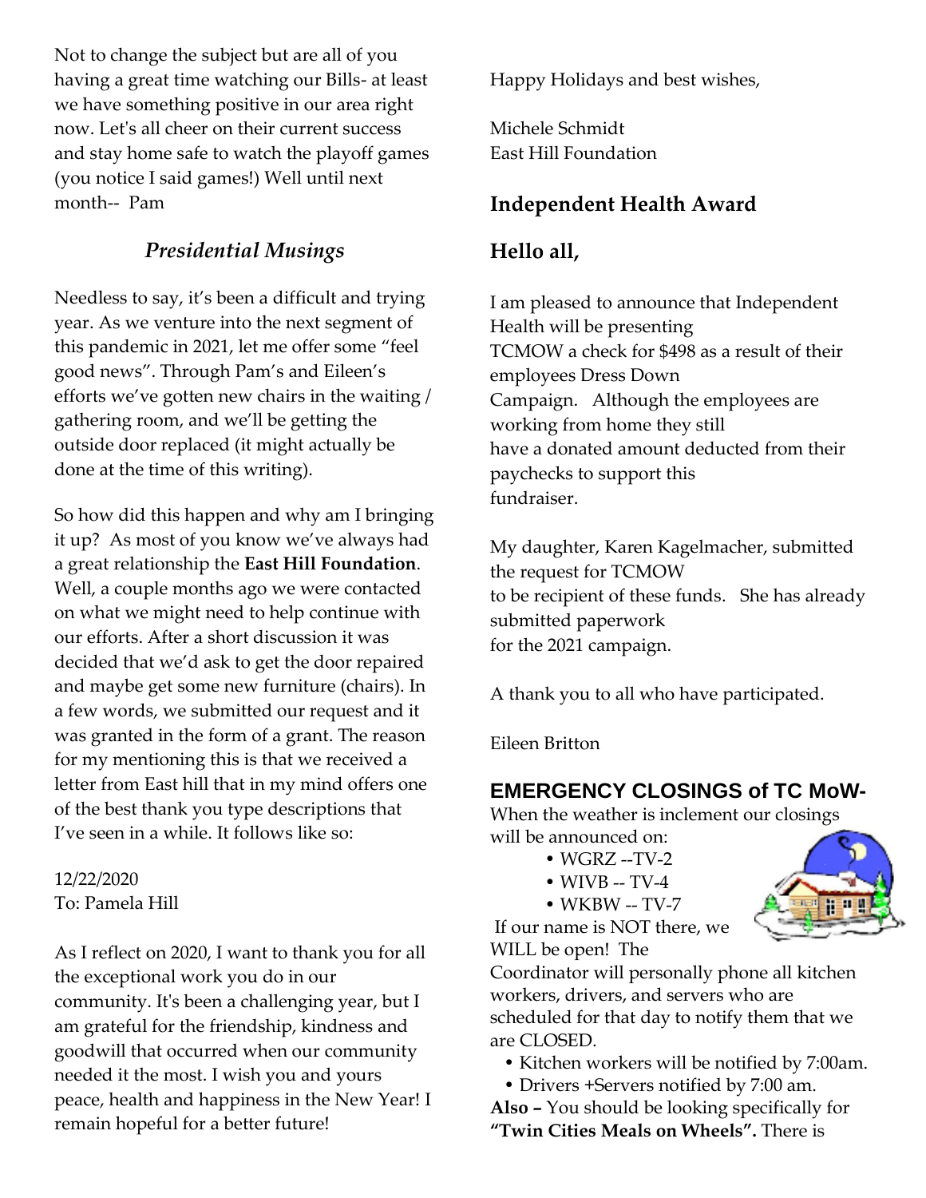Not to change the subject but are all of you having a great time watching our Bills- at least we have something positive in our area right now. Let's all cheer on their current success and stay home safe to watch the playoff games (you notice I said games!) Well until next month-- Pam

## *Presidential Musings*

Needless to say, it's been a difficult and trying year. As we venture into the next segment of this pandemic in 2021, let me offer some "feel good news". Through Pam's and Eileen's efforts we've gotten new chairs in the waiting / gathering room, and we'll be getting the outside door replaced (it might actually be done at the time of this writing).

So how did this happen and why am I bringing it up? As most of you know we've always had a great relationship the **East Hill Foundation**. Well, a couple months ago we were contacted on what we might need to help continue with our efforts. After a short discussion it was decided that we'd ask to get the door repaired and maybe get some new furniture (chairs). In a few words, we submitted our request and it was granted in the form of a grant. The reason for my mentioning this is that we received a letter from East hill that in my mind offers one of the best thank you type descriptions that I've seen in a while. It follows like so:

12/22/2020
To: Pamela Hill

As I reflect on 2020, I want to thank you for all the exceptional work you do in our community. It's been a challenging year, but I am grateful for the friendship, kindness and goodwill that occurred when our community needed it the most. I wish you and yours peace, health and happiness in the New Year! I remain hopeful for a better future!

Happy Holidays and best wishes,

Michele Schmidt
East Hill Foundation

## Independent Health Award

## Hello all,

I am pleased to announce that Independent Health will be presenting TCMOW a check for $498 as a result of their employees Dress Down Campaign. Although the employees are working from home they still have a donated amount deducted from their paychecks to support this fundraiser.

My daughter, Karen Kagelmacher, submitted the request for TCMOW to be recipient of these funds. She has already submitted paperwork for the 2021 campaign.

A thank you to all who have participated.

Eileen Britton

## EMERGENCY CLOSINGS of TC MoW-

When the weather is inclement our closings will be announced on:

- WGRZ --TV-2
- WIVB -- TV-4
- WKBW -- TV-7

If our name is NOT there, we WILL be open! The Coordinator will personally phone all kitchen workers, drivers, and servers who are scheduled for that day to notify them that we are CLOSED.

- Kitchen workers will be notified by 7:00am.
- Drivers +Servers notified by 7:00 am.

**Also –** You should be looking specifically for **"Twin Cities Meals on Wheels".** There is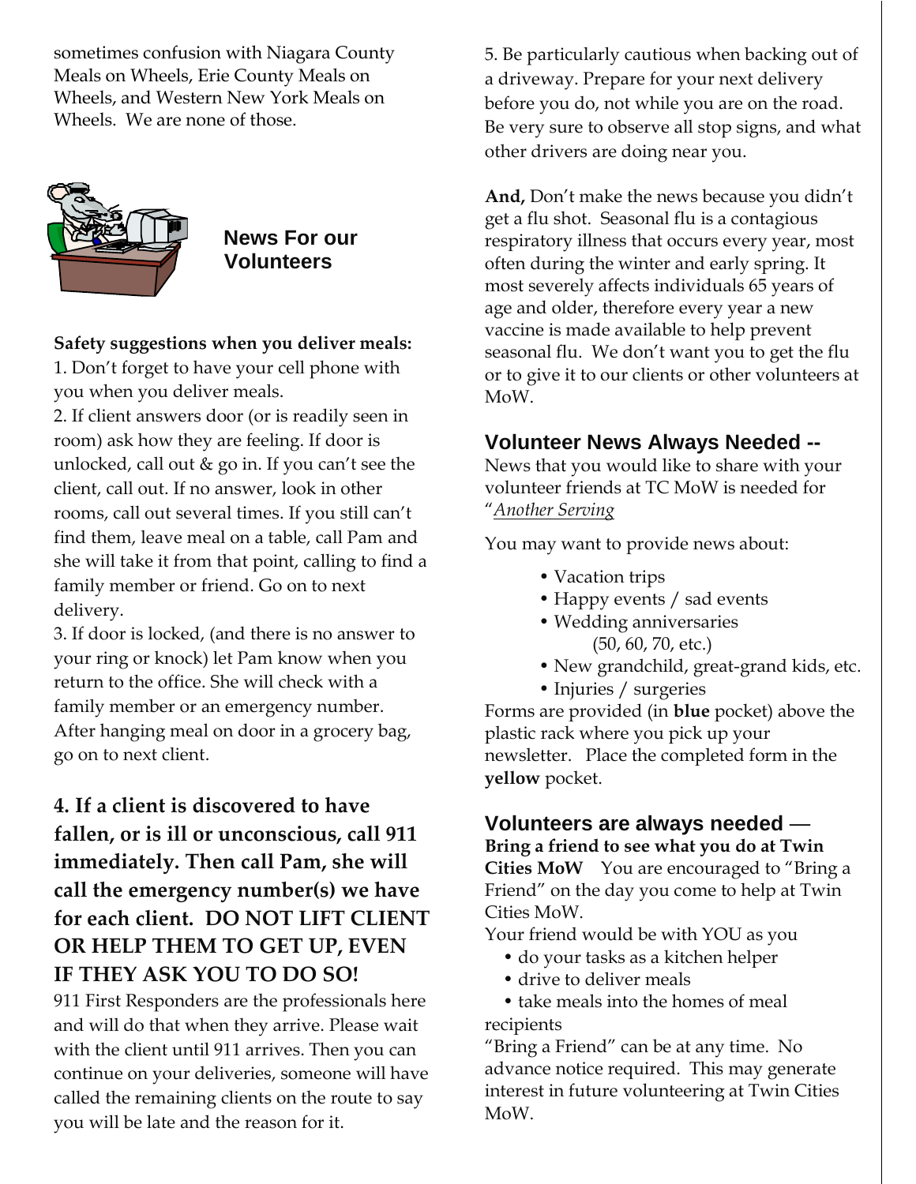sometimes confusion with Niagara County Meals on Wheels, Erie County Meals on Wheels, and Western New York Meals on Wheels. We are none of those.

## News For our Volunteers

**Safety suggestions when you deliver meals:**

1. Don't forget to have your cell phone with you when you deliver meals.
2. If client answers door (or is readily seen in room) ask how they are feeling. If door is unlocked, call out & go in. If you can't see the client, call out. If no answer, look in other rooms, call out several times. If you still can't find them, leave meal on a table, call Pam and she will take it from that point, calling to find a family member or friend. Go on to next delivery.
3. If door is locked, (and there is no answer to your ring or knock) let Pam know when you return to the office. She will check with a family member or an emergency number. After hanging meal on door in a grocery bag, go on to next client.

**4. If a client is discovered to have fallen, or is ill or unconscious, call 911 immediately. Then call Pam, she will call the emergency number(s) we have for each client. DO NOT LIFT CLIENT OR HELP THEM TO GET UP, EVEN IF THEY ASK YOU TO DO SO!**

911 First Responders are the professionals here and will do that when they arrive. Please wait with the client until 911 arrives. Then you can continue on your deliveries, someone will have called the remaining clients on the route to say you will be late and the reason for it.

5. Be particularly cautious when backing out of a driveway. Prepare for your next delivery before you do, not while you are on the road. Be very sure to observe all stop signs, and what other drivers are doing near you.

**And,** Don't make the news because you didn't get a flu shot. Seasonal flu is a contagious respiratory illness that occurs every year, most often during the winter and early spring. It most severely affects individuals 65 years of age and older, therefore every year a new vaccine is made available to help prevent seasonal flu. We don't want you to get the flu or to give it to our clients or other volunteers at MoW.

## Volunteer News Always Needed --

News that you would like to share with your volunteer friends at TC MoW is needed for "*Another Serving*

You may want to provide news about:

- Vacation trips
- Happy events / sad events
- Wedding anniversaries (50, 60, 70, etc.)
- New grandchild, great-grand kids, etc.
- Injuries / surgeries

Forms are provided (in **blue** pocket) above the plastic rack where you pick up your newsletter. Place the completed form in the **yellow** pocket.

## Volunteers are always needed —

**Bring a friend to see what you do at Twin Cities MoW** You are encouraged to "Bring a Friend" on the day you come to help at Twin Cities MoW.

Your friend would be with YOU as you

- do your tasks as a kitchen helper
- drive to deliver meals
- take meals into the homes of meal recipients

"Bring a Friend" can be at any time. No advance notice required. This may generate interest in future volunteering at Twin Cities MoW.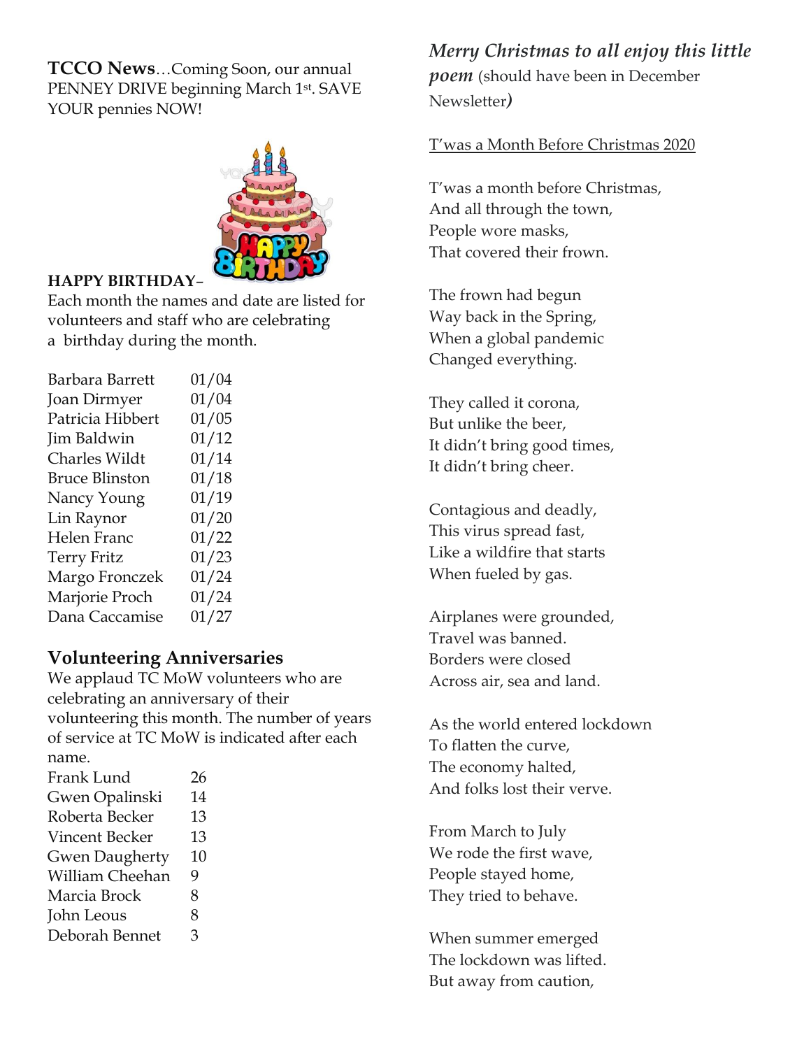**TCCO News**…Coming Soon, our annual PENNEY DRIVE beginning March 1st. SAVE YOUR pennies NOW!

**HAPPY BIRTHDAY**–

Each month the names and date are listed for volunteers and staff who are celebrating a birthday during the month.

| | |
|---|---|
| Barbara Barrett | 01/04 |
| Joan Dirmyer | 01/04 |
| Patricia Hibbert | 01/05 |
| Jim Baldwin | 01/12 |
| Charles Wildt | 01/14 |
| Bruce Blinston | 01/18 |
| Nancy Young | 01/19 |
| Lin Raynor | 01/20 |
| Helen Franc | 01/22 |
| Terry Fritz | 01/23 |
| Margo Fronczek | 01/24 |
| Marjorie Proch | 01/24 |
| Dana Caccamise | 01/27 |

## Volunteering Anniversaries

We applaud TC MoW volunteers who are celebrating an anniversary of their volunteering this month. The number of years of service at TC MoW is indicated after each name.

| | |
|---|---|
| Frank Lund | 26 |
| Gwen Opalinski | 14 |
| Roberta Becker | 13 |
| Vincent Becker | 13 |
| Gwen Daugherty | 10 |
| William Cheehan | 9 |
| Marcia Brock | 8 |
| John Leous | 8 |
| Deborah Bennet | 3 |

***Merry Christmas to all enjoy this little poem*** (should have been in December Newsletter***)***

T'was a Month Before Christmas 2020

T'was a month before Christmas,
And all through the town,
People wore masks,
That covered their frown.

The frown had begun
Way back in the Spring,
When a global pandemic
Changed everything.

They called it corona,
But unlike the beer,
It didn't bring good times,
It didn't bring cheer.

Contagious and deadly,
This virus spread fast,
Like a wildfire that starts
When fueled by gas.

Airplanes were grounded,
Travel was banned.
Borders were closed
Across air, sea and land.

As the world entered lockdown
To flatten the curve,
The economy halted,
And folks lost their verve.

From March to July
We rode the first wave,
People stayed home,
They tried to behave.

When summer emerged
The lockdown was lifted.
But away from caution,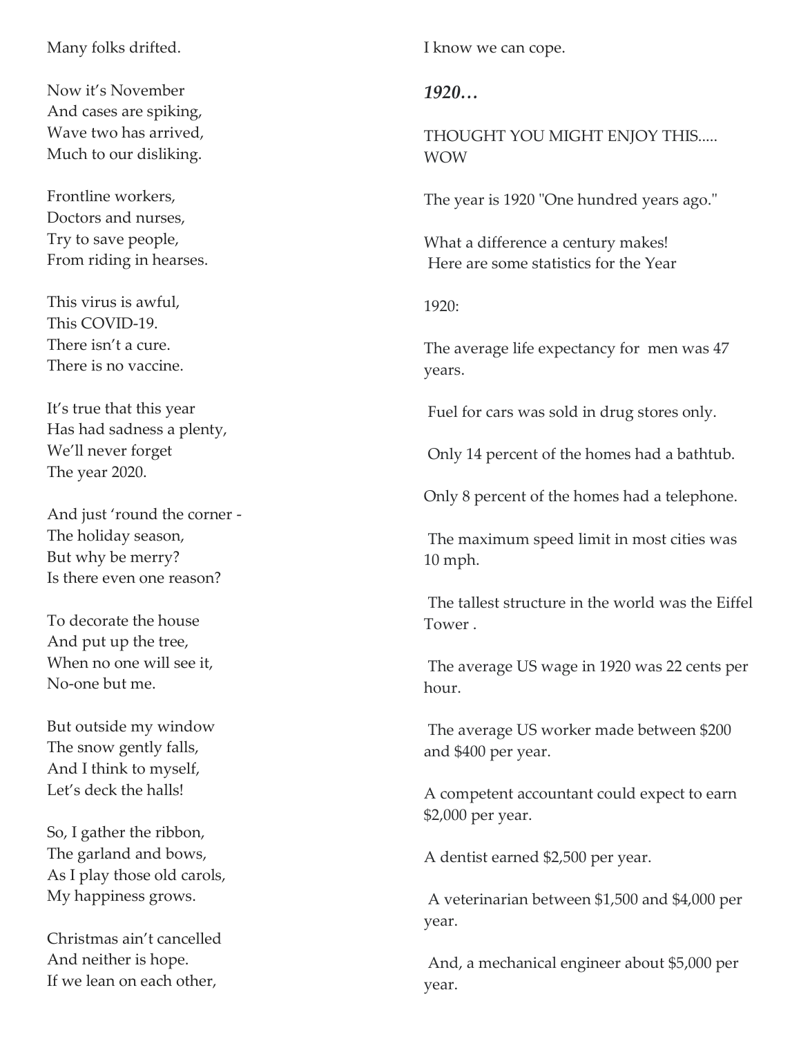Many folks drifted.

Now it's November
And cases are spiking,
Wave two has arrived,
Much to our disliking.

Frontline workers,
Doctors and nurses,
Try to save people,
From riding in hearses.

This virus is awful,
This COVID-19.
There isn't a cure.
There is no vaccine.

It's true that this year
Has had sadness a plenty,
We'll never forget
The year 2020.

And just 'round the corner -
The holiday season,
But why be merry?
Is there even one reason?

To decorate the house
And put up the tree,
When no one will see it,
No-one but me.

But outside my window
The snow gently falls,
And I think to myself,
Let's deck the halls!

So, I gather the ribbon,
The garland and bows,
As I play those old carols,
My happiness grows.

Christmas ain't cancelled
And neither is hope.
If we lean on each other,
I know we can cope.

***1920…***

THOUGHT YOU MIGHT ENJOY THIS..... WOW

The year is 1920 "One hundred years ago."

What a difference a century makes!
Here are some statistics for the Year

1920:

The average life expectancy for men was 47 years.

Fuel for cars was sold in drug stores only.

Only 14 percent of the homes had a bathtub.

Only 8 percent of the homes had a telephone.

The maximum speed limit in most cities was 10 mph.

The tallest structure in the world was the Eiffel Tower .

The average US wage in 1920 was 22 cents per hour.

The average US worker made between $200 and $400 per year.

A competent accountant could expect to earn $2,000 per year.

A dentist earned $2,500 per year.

A veterinarian between $1,500 and $4,000 per year.

And, a mechanical engineer about $5,000 per year.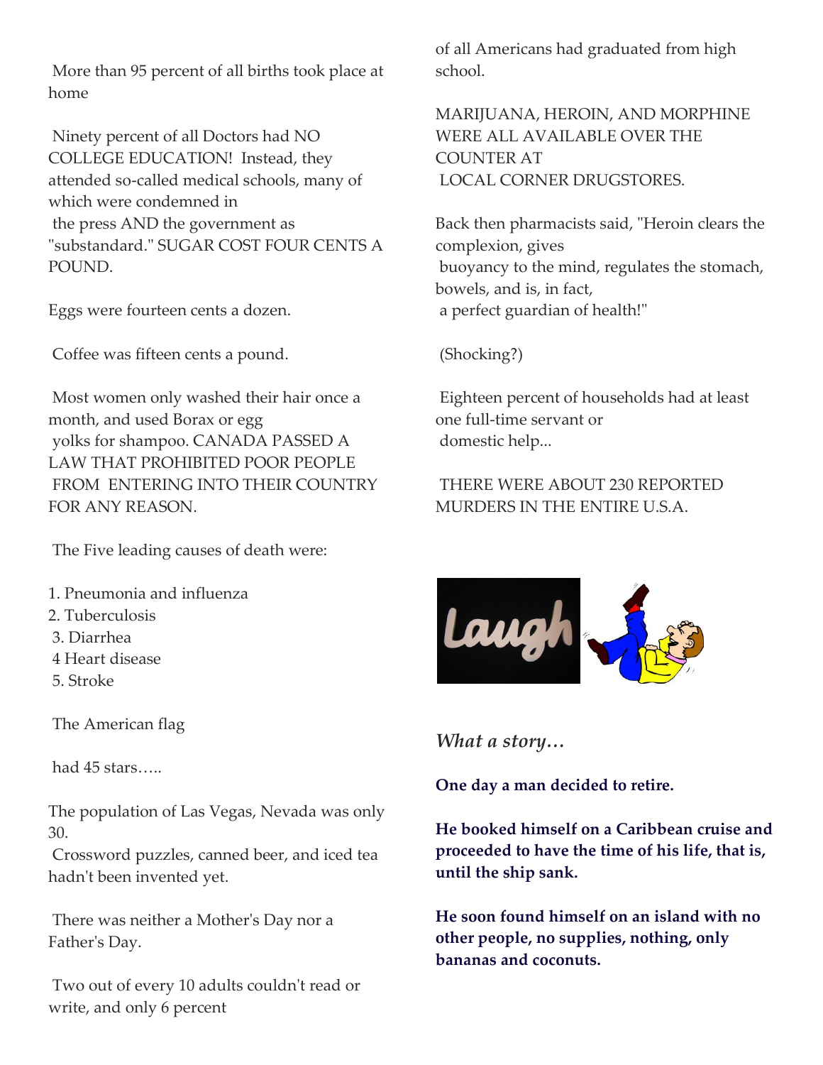More than 95 percent of all births took place at home

Ninety percent of all Doctors had NO COLLEGE EDUCATION! Instead, they attended so-called medical schools, many of which were condemned in the press AND the government as "substandard." SUGAR COST FOUR CENTS A POUND.

Eggs were fourteen cents a dozen.

Coffee was fifteen cents a pound.

Most women only washed their hair once a month, and used Borax or egg yolks for shampoo. CANADA PASSED A LAW THAT PROHIBITED POOR PEOPLE FROM ENTERING INTO THEIR COUNTRY FOR ANY REASON.

The Five leading causes of death were:

1. Pneumonia and influenza
2. Tuberculosis
3. Diarrhea
4. Heart disease
5. Stroke

The American flag

had 45 stars…..

The population of Las Vegas, Nevada was only 30.

Crossword puzzles, canned beer, and iced tea hadn't been invented yet.

There was neither a Mother's Day nor a Father's Day.

Two out of every 10 adults couldn't read or write, and only 6 percent of all Americans had graduated from high school.

MARIJUANA, HEROIN, AND MORPHINE WERE ALL AVAILABLE OVER THE COUNTER AT LOCAL CORNER DRUGSTORES.

Back then pharmacists said, "Heroin clears the complexion, gives buoyancy to the mind, regulates the stomach, bowels, and is, in fact, a perfect guardian of health!"

(Shocking?)

Eighteen percent of households had at least one full-time servant or domestic help...

THERE WERE ABOUT 230 REPORTED MURDERS IN THE ENTIRE U.S.A.

*What a story…*

**One day a man decided to retire.**

**He booked himself on a Caribbean cruise and proceeded to have the time of his life, that is, until the ship sank.**

**He soon found himself on an island with no other people, no supplies, nothing, only bananas and coconuts.**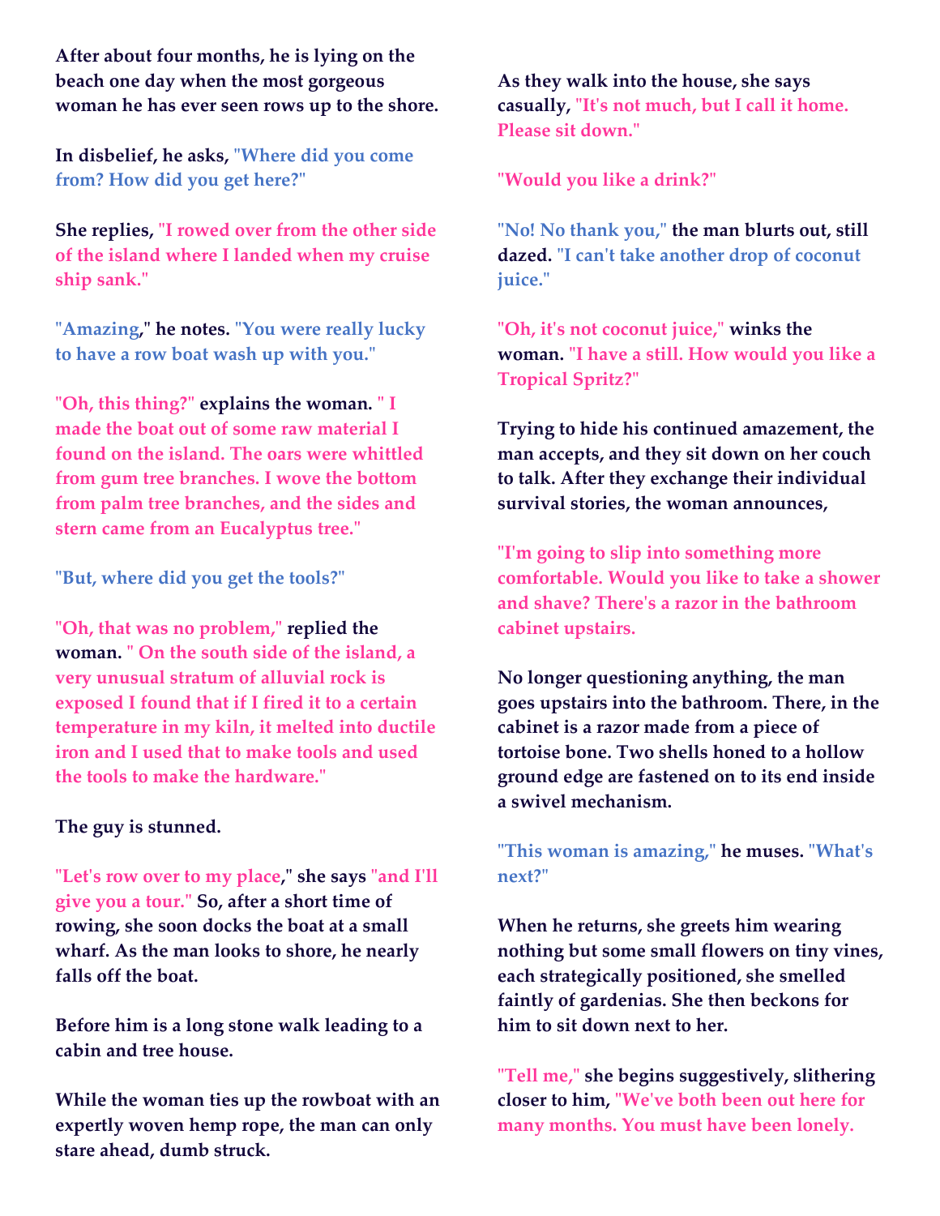After about four months, he is lying on the beach one day when the most gorgeous woman he has ever seen rows up to the shore.

In disbelief, he asks, "Where did you come from? How did you get here?"

She replies, "I rowed over from the other side of the island where I landed when my cruise ship sank."

"Amazing," he notes. "You were really lucky to have a row boat wash up with you."

"Oh, this thing?" explains the woman. " I made the boat out of some raw material I found on the island. The oars were whittled from gum tree branches. I wove the bottom from palm tree branches, and the sides and stern came from an Eucalyptus tree."

"But, where did you get the tools?"

"Oh, that was no problem," replied the woman. " On the south side of the island, a very unusual stratum of alluvial rock is exposed I found that if I fired it to a certain temperature in my kiln, it melted into ductile iron and I used that to make tools and used the tools to make the hardware."

The guy is stunned.

"Let's row over to my place," she says "and I'll give you a tour." So, after a short time of rowing, she soon docks the boat at a small wharf. As the man looks to shore, he nearly falls off the boat.

Before him is a long stone walk leading to a cabin and tree house.

While the woman ties up the rowboat with an expertly woven hemp rope, the man can only stare ahead, dumb struck.

As they walk into the house, she says casually, "It's not much, but I call it home. Please sit down."

"Would you like a drink?"

"No! No thank you," the man blurts out, still dazed. "I can't take another drop of coconut juice."

"Oh, it's not coconut juice," winks the woman. "I have a still. How would you like a Tropical Spritz?"

Trying to hide his continued amazement, the man accepts, and they sit down on her couch to talk. After they exchange their individual survival stories, the woman announces,

"I'm going to slip into something more comfortable. Would you like to take a shower and shave? There's a razor in the bathroom cabinet upstairs.

No longer questioning anything, the man goes upstairs into the bathroom. There, in the cabinet is a razor made from a piece of tortoise bone. Two shells honed to a hollow ground edge are fastened on to its end inside a swivel mechanism.

"This woman is amazing," he muses. "What's next?"

When he returns, she greets him wearing nothing but some small flowers on tiny vines, each strategically positioned, she smelled faintly of gardenias. She then beckons for him to sit down next to her.

"Tell me," she begins suggestively, slithering closer to him, "We've both been out here for many months. You must have been lonely.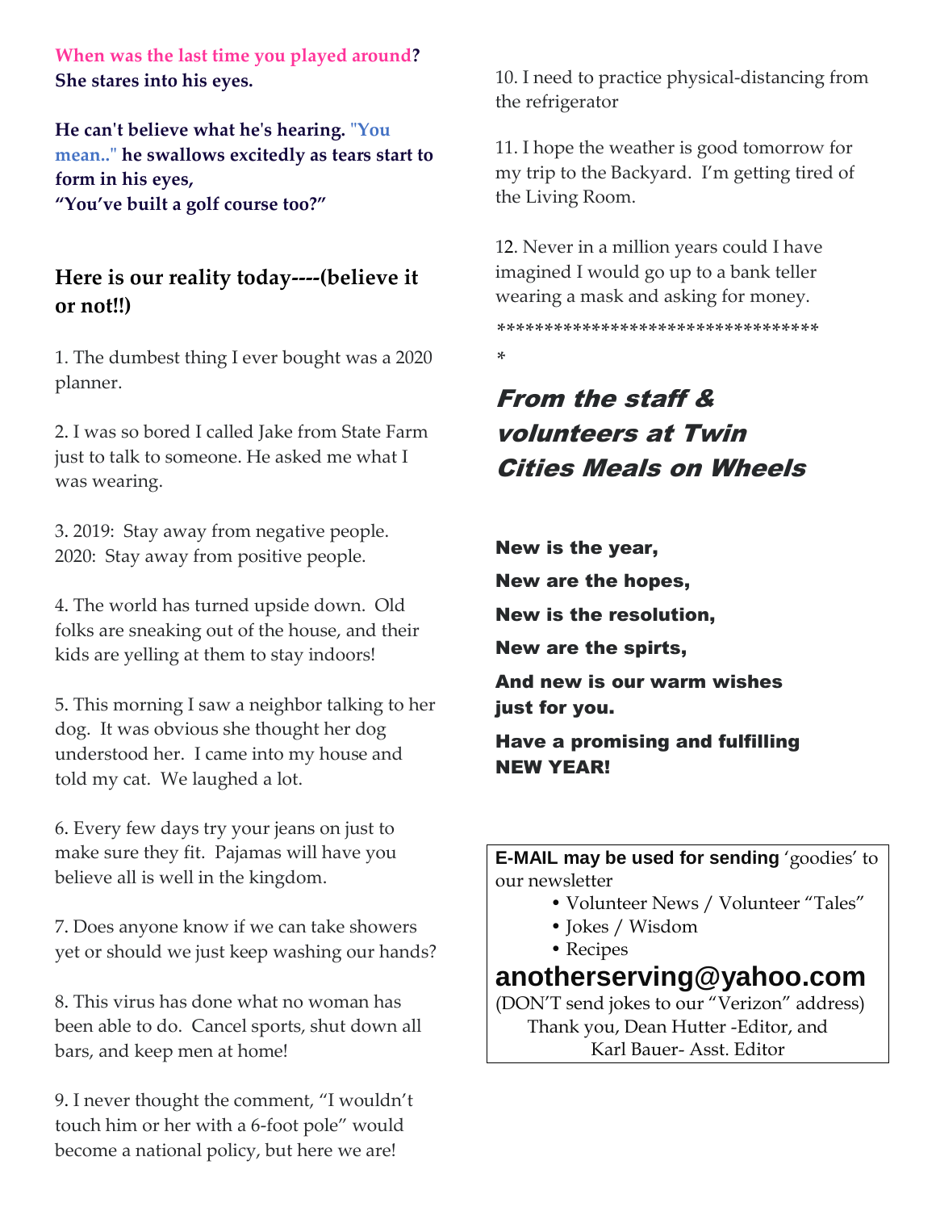**When was the last time you played around? She stares into his eyes.**

**He can't believe what he's hearing. "You mean.." he swallows excitedly as tears start to form in his eyes, "You've built a golf course too?"**

## Here is our reality today----(believe it or not!!)

1. The dumbest thing I ever bought was a 2020 planner.

2. I was so bored I called Jake from State Farm just to talk to someone. He asked me what I was wearing.

3. 2019: Stay away from negative people. 2020: Stay away from positive people.

4. The world has turned upside down. Old folks are sneaking out of the house, and their kids are yelling at them to stay indoors!

5. This morning I saw a neighbor talking to her dog. It was obvious she thought her dog understood her. I came into my house and told my cat. We laughed a lot.

6. Every few days try your jeans on just to make sure they fit. Pajamas will have you believe all is well in the kingdom.

7. Does anyone know if we can take showers yet or should we just keep washing our hands?

8. This virus has done what no woman has been able to do. Cancel sports, shut down all bars, and keep men at home!

9. I never thought the comment, "I wouldn't touch him or her with a 6-foot pole" would become a national policy, but here we are!

10. I need to practice physical-distancing from the refrigerator

11. I hope the weather is good tomorrow for my trip to the Backyard. I'm getting tired of the Living Room.

12. Never in a million years could I have imagined I would go up to a bank teller wearing a mask and asking for money.

**********************************

## *From the staff & volunteers at Twin Cities Meals on Wheels*

**New is the year,**

**New are the hopes,**

**New is the resolution,**

**New are the spirts,**

**And new is our warm wishes just for you.**

**Have a promising and fulfilling NEW YEAR!**

**E-MAIL may be used for sending** 'goodies' to our newsletter

- Volunteer News / Volunteer "Tales"
- Jokes / Wisdom
- Recipes

**anotherserving@yahoo.com**

(DON'T send jokes to our "Verizon" address)

Thank you, Dean Hutter -Editor, and Karl Bauer- Asst. Editor